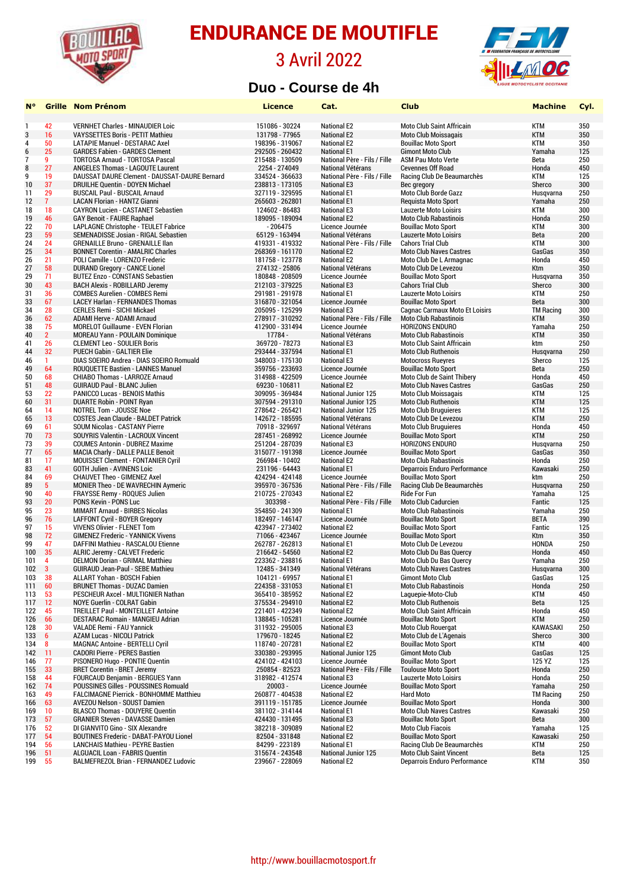# ENDURANCE DE MOUTIFLE

## 3 Avril 2022

### Duo - Course de 4h

| N° | Grille | Nom Prénom | Licence | Cat. | Club | Machine | Cyl. |
|---|---|---|---|---|---|---|---|
| 1 | 42 | VERNHET Charles - MINAUDIER Loic | 151086 - 30224 | National E2 | Moto Club Saint Affricain | KTM | 350 |
| 3 | 16 | VAYSSETTES Boris - PETIT Mathieu | 131798 - 77965 | National E2 | Moto Club Moissagais | KTM | 350 |
| 4 | 50 | LATAPIE Manuel - DESTARAC Axel | 198396 - 319067 | National E2 | Bouillac Moto Sport | KTM | 350 |
| 6 | 25 | GARDES Fabien - GARDES Clement | 292505 - 260432 | National E1 | Gimont Moto Club | Yamaha | 125 |
| 7 | 9 | TORTOSA Arnaud - TORTOSA Pascal | 215488 - 130509 | National Père - Fils / Fille | ASM Pau Moto Verte | Beta | 250 |
| 8 | 27 | ANGELES Thomas - LAGOUTE Laurent | 2254 - 274049 | National Vétérans | Cevennes Off Road | Honda | 450 |
| 9 | 19 | DAUSSAT DAURE Clement - DAUSSAT-DAURE Bernard | 334524 - 366633 | National Père - Fils / Fille | Racing Club De Beaumarchès | KTM | 125 |
| 10 | 37 | DRUILHE Quentin - DOYEN Michael | 238813 - 173105 | National E3 | Bec gregory | Sherco | 300 |
| 11 | 29 | BUSCAIL Paul - BUSCAIL Arnaud | 327119 - 329595 | National E1 | Moto Club Borde Gazz | Husqvarna | 250 |
| 12 | 7 | LACAN Florian - HANTZ Gianni | 265603 - 262801 | National E1 | Requista Moto Sport | Yamaha | 250 |
| 18 | 18 | CAYRON Lucien - CASTANET Sebastien | 124602 - 86483 | National E3 | Lauzerte Moto Loisirs | KTM | 300 |
| 19 | 46 | GAY Benoit - FAURE Raphael | 189095 - 189094 | National E2 | Moto Club Rabastinois | Honda | 250 |
| 22 | 70 | LAPLAGNE Christophe - TEULET Fabrice | - 206475 | Licence Journée | Bouillac Moto Sport | KTM | 300 |
| 23 | 59 | SEMENADISSE Josian - RIGAL Sebastien | 65129 - 163494 | National Vétérans | Lauzerte Moto Loisirs | Beta | 200 |
| 24 | 24 | GRENAILLE Bruno - GRENAILLE Ilan | 419331 - 419332 | National Père - Fils / Fille | Cahors Trial Club | KTM | 300 |
| 25 | 34 | BONNET Corentin - AMALRIC Charles | 268369 - 161170 | National E2 | Moto Club Naves Castres | GasGas | 350 |
| 26 | 21 | POLI Camille - LORENZO Frederic | 181758 - 123778 | National E2 | Moto Club De L Armagnac | Honda | 450 |
| 27 | 58 | DURAND Gregory - CANCE Lionel | 274132 - 25806 | National Vétérans | Moto Club De Levezou | Ktm | 350 |
| 29 | 71 | BUTEZ Enzo - CONSTANS Sebastien | 180848 - 208509 | Licence Journée | Bouillac Moto Sport | Husqvarna | 350 |
| 30 | 43 | BACH Alexis - ROBILLARD Jeremy | 212103 - 379225 | National E3 | Cahors Trial Club | Sherco | 300 |
| 31 | 36 | COMBES Aurelien - COMBES Remi | 291981 - 291978 | National E1 | Lauzerte Moto Loisirs | KTM | 250 |
| 33 | 67 | LACEY Harlan - FERNANDES Thomas | 316870 - 321054 | Licence Journée | Bouillac Moto Sport | Beta | 300 |
| 34 | 28 | CERLES Remi - SICHI Mickael | 205095 - 125299 | National E3 | Cagnac Carmaux Moto Et Loisirs | TM Racing | 300 |
| 36 | 62 | ADAMI Herve - ADAMI Arnaud | 278917 - 310292 | National Père - Fils / Fille | Moto Club Rabastinois | KTM | 350 |
| 38 | 75 | MORELOT Guillaume - EVEN Florian | 412900 - 331494 | Licence Journée | HORIZONS ENDURO | Yamaha | 250 |
| 40 | 2 | MOREAU Yann - POULAIN Dominique | 17784 - | National Vétérans | Moto Club Rabastinois | KTM | 350 |
| 41 | 26 | CLEMENT Leo - SOULIER Boris | 369720 - 78273 | National E3 | Moto Club Saint Affricain | ktm | 250 |
| 44 | 32 | PUECH Gabin - GASTIER Elie | 293444 - 337594 | National E1 | Moto Club Ruthenois | Husqvarna | 250 |
| 46 | 1 | DIAS SOEIRO Andrea - DIAS SOEIRO Romuald | 348003 - 175130 | National E3 | Motocross Rueyres | Sherco | 125 |
| 49 | 64 | ROUQUETTE Bastien - LANNES Manuel | 359756 - 223693 | Licence Journée | Bouillac Moto Sport | Beta | 250 |
| 50 | 68 | CHIABO Thomas - LARROZE Arnaud | 314988 - 422509 | Licence Journée | Moto Club de Saint Thibery | Honda | 450 |
| 51 | 48 | GUIRAUD Paul - BLANC Julien | 69230 - 106811 | National E2 | Moto Club Naves Castres | GasGas | 250 |
| 53 | 22 | PANICCO Lucas - BENOIS Mathis | 309095 - 369484 | National Junior 125 | Moto Club Moissagais | KTM | 125 |
| 56 | 31 | DUARTE Robin - POINT Ryan | 307594 - 291310 | National Junior 125 | Moto Club Ruthenois | KTM | 125 |
| 64 | 14 | NOTREL Tom - JOUSSE Noe | 278642 - 265421 | National Junior 125 | Moto Club Bruguieres | KTM | 125 |
| 65 | 13 | COSTES Jean Claude - BALDET Patrick | 142672 - 185595 | National Vétérans | Moto Club De Levezou | KTM | 250 |
| 69 | 61 | SOUM Nicolas - CASTANY Pierre | 70918 - 329697 | National Vétérans | Moto Club Bruguieres | Honda | 450 |
| 70 | 73 | SOUYRIS Valentin - LACROUX Vincent | 287451 - 268992 | Licence Journée | Bouillac Moto Sport | KTM | 250 |
| 73 | 39 | COUMES Antonin - DUBREZ Maxime | 251204 - 287039 | National E3 | HORIZONS ENDURO | Husqvarna | 250 |
| 77 | 65 | MACIA Charly - DALLE PALLE Benoit | 315077 - 171398 | Licence Journée | Bouillac Moto Sport | GasGas | 350 |
| 81 | 17 | MOUISSET Clement - FONTANIER Cyril | 266984 - 10402 | National E2 | Moto Club Rabastinois | Honda | 250 |
| 83 | 41 | GOTH Julien - AVINENS Loic | 231196 - 64443 | National E1 | Deparrois Enduro Performance | Kawasaki | 250 |
| 84 | 69 | CHAUVET Theo - GIMENEZ Axel | 424294 - 424148 | Licence Journée | Bouillac Moto Sport | ktm | 250 |
| 89 | 5 | MONIER Theo - DE WAVRECHIN Aymeric | 395970 - 367536 | National Père - Fils / Fille | Racing Club De Beaumarchès | Husqvarna | 250 |
| 90 | 40 | FRAYSSE Remy - ROQUES Julien | 210725 - 270343 | National E2 | Ride For Fun | Yamaha | 125 |
| 93 | 20 | PONS Kevin - PONS Luc | 303398 - | National Père - Fils / Fille | Moto Club Cadurcien | Fantic | 125 |
| 95 | 23 | MIMART Arnaud - BIRBES Nicolas | 354850 - 241309 | National E1 | Moto Club Rabastinois | Yamaha | 250 |
| 96 | 76 | LAFFONT Cyril - BOYER Gregory | 182497 - 146147 | Licence Journée | Bouillac Moto Sport | BETA | 390 |
| 97 | 15 | VIVENS Olivier - FLENET Tom | 423947 - 273402 | National E2 | Bouillac Moto Sport | Fantic | 125 |
| 98 | 72 | GIMENEZ Frederic - YANNICK Vivens | 71066 - 423467 | Licence Journée | Bouillac Moto Sport | Ktm | 350 |
| 99 | 47 | DAFFINI Mathieu - RASCALOU Etienne | 262787 - 262813 | National E1 | Moto Club De Levezou | HONDA | 250 |
| 100 | 35 | ALRIC Jeremy - CALVET Frederic | 216642 - 54560 | National E2 | Moto Club Du Bas Quercy | Honda | 450 |
| 101 | 4 | DELMON Dorian - GRIMAL Matthieu | 223362 - 238816 | National E1 | Moto Club Du Bas Quercy | Yamaha | 250 |
| 102 | 3 | GUIRAUD Jean-Paul - SEBE Mathieu | 12485 - 341349 | National Vétérans | Moto Club Naves Castres | Husqvarna | 300 |
| 103 | 38 | ALLART Yohan - BOSCH Fabien | 104121 - 69957 | National E1 | Gimont Moto Club | GasGas | 125 |
| 111 | 60 | BRUNET Thomas - DUZAC Damien | 224358 - 331053 | National E1 | Moto Club Rabastinois | Honda | 250 |
| 113 | 53 | PESCHEUR Axcel - MULTIGNIER Nathan | 365410 - 385952 | National E2 | Laguepie-Moto-Club | KTM | 450 |
| 117 | 12 | NOYE Guerlin - COLRAT Gabin | 375534 - 294910 | National E1 | Moto Club Ruthenois | Beta | 125 |
| 122 | 45 | TREILLET Paul - MONTEILLET Antoine | 221401 - 422349 | National E2 | Moto Club Saint Affricain | Honda | 450 |
| 126 | 66 | DESTARAC Romain - MANGIEU Adrian | 138845 - 105281 | Licence Journée | Bouillac Moto Sport | KTM | 250 |
| 128 | 30 | VALADE Remi - FAU Yannick | 311932 - 295005 | National E3 | Moto Club Rouergat | KAWASAKI | 250 |
| 133 | 6 | AZAM Lucas - NICOLI Patrick | 179670 - 18245 | National E2 | Moto Club de L'Agenais | Sherco | 300 |
| 134 | 8 | MAGNAC Antoine - BERTELLI Cyril | 118740 - 207281 | National E2 | Bouillac Moto Sport | KTM | 400 |
| 142 | 11 | CADORI Pierre - PERES Bastien | 330380 - 293995 | National Junior 125 | Gimont Moto Club | GasGas | 125 |
| 146 | 77 | PISONERO Hugo - PONTIE Quentin | 424102 - 424103 | Licence Journée | Bouillac Moto Sport | 125 YZ | 125 |
| 155 | 33 | BRET Corentin - BRET Jeremy | 250854 - 82523 | National Père - Fils / Fille | Toulouse Moto Sport | Honda | 250 |
| 158 | 44 | FOURCAUD Benjamin - BERGUES Yann | 318982 - 412574 | National E3 | Lauzerte Moto Loisirs | Honda | 250 |
| 162 | 74 | POUSSINES Gilles - POUSSINES Romuald | 20003 - | Licence Journée | Bouillac Moto Sport | Yamaha | 250 |
| 163 | 49 | FALCIMAGNE Pierrick - BONHOMME Matthieu | 260877 - 404538 | National E2 | Hard Moto | TM Racing | 250 |
| 166 | 63 | AVEZOU Nelson - SOUST Damien | 391119 - 151785 | Licence Journée | Bouillac Moto Sport | Honda | 300 |
| 169 | 10 | BLASCO Thomas - DOUYERE Quentin | 381102 - 314144 | National E1 | Moto Club Naves Castres | Kawasaki | 250 |
| 173 | 57 | GRANIER Steven - DAVASSE Damien | 424430 - 131495 | National E3 | Bouillac Moto Sport | Beta | 300 |
| 176 | 52 | DI GIANVITO Gino - SIX Alexandre | 382218 - 309089 | National E2 | Moto Club Fiacois | Yamaha | 125 |
| 177 | 54 | BOUTINES Frederic - DABAT-PAYOU Lionel | 82504 - 331848 | National E2 | Bouillac Moto Sport | Kawasaki | 250 |
| 194 | 56 | LANCHAIS Mathieu - PEYRE Bastien | 84299 - 223189 | National E1 | Racing Club De Beaumarchès | KTM | 250 |
| 196 | 51 | ALGUACIL Loan - FABRIS Quentin | 315674 - 243548 | National Junior 125 | Moto Club Saint Vincent | Beta | 125 |
| 199 | 55 | BALMEFREZOL Brian - FERNANDEZ Ludovic | 239667 - 228069 | National E2 | Deparrois Enduro Performance | KTM | 350 |

http://www.bouillacmotosport.fr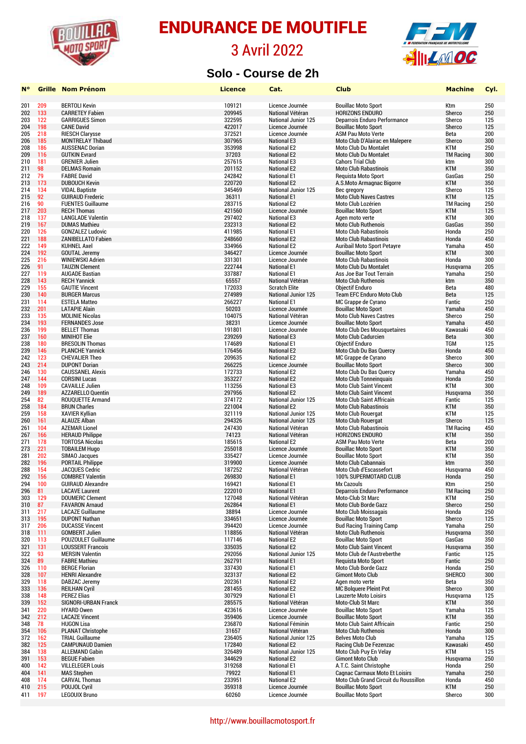# ENDURANCE DE MOUTIFLE

## 3 Avril 2022

### Solo - Course de 2h

| N° | Grille | Nom Prénom | Licence | Cat. | Club | Machine | Cyl. |
|---|---|---|---|---|---|---|---|
| 201 | 209 | BERTOLI Kevin | 109121 | Licence Journée | Bouillac Moto Sport | Ktm | 250 |
| 202 | 133 | CARRETEY Fabien | 209945 | National Vétéran | HORIZONS ENDURO | Sherco | 250 |
| 203 | 122 | GARRIGUES Simon | 322595 | National Junior 125 | Deparrois Enduro Performance | Sherco | 125 |
| 204 | 198 | CANE David | 422017 | Licence Journée | Bouillac Moto Sport | Sherco | 125 |
| 205 | 218 | RIESCH Clarysse | 372521 | Licence Journée | ASM Pau Moto Verte | Beta | 200 |
| 206 | 185 | MONTRELAY Thibaud | 307965 | National E3 | Moto Club D'Alairac en Malepere | Sherco | 300 |
| 208 | 186 | AUSSENAC Dorian | 353998 | National E2 | Moto Club Du Montalet | KTM | 250 |
| 209 | 116 | GUTKIN Evrard | 37203 | National E2 | Moto Club Du Montalet | TM Racing | 300 |
| 210 | 181 | GRENIER Julien | 257615 | National E3 | Cahors Trial Club | ktm | 300 |
| 211 | 98 | DELMAS Romain | 201152 | National E2 | Moto Club Rabastinois | KTM | 350 |
| 212 | 79 | FABRE David | 242842 | National E1 | Requista Moto Sport | GasGas | 250 |
| 213 | 173 | DUBOUCH Kevin | 220720 | National E2 | A.S.Moto Armagnac Bigorre | KTM | 350 |
| 214 | 134 | VIDAL Baptiste | 345469 | National Junior 125 | Bec gregory | Sherco | 125 |
| 215 | 92 | GUIRAUD Frederic | 36311 | National E1 | Moto Club Naves Castres | KTM | 125 |
| 216 | 90 | FUENTES Guillaume | 283715 | National E2 | Moto Club Lozérien | TM Racing | 250 |
| 217 | 203 | RECH Thomas | 421560 | Licence Journée | Bouillac Moto Sport | KTM | 125 |
| 218 | 137 | LANGLADE Valentin | 297402 | National E3 | Agen moto verte | KTM | 300 |
| 219 | 167 | DUMAS Mathieu | 232313 | National E2 | Moto Club Ruthenois | GasGas | 350 |
| 220 | 126 | GONZALEZ Ludovic | 411985 | National E1 | Moto Club Rabastinois | Honda | 250 |
| 221 | 188 | ZANIBELLATO Fabien | 248660 | National E2 | Moto Club Rabastinois | Honda | 450 |
| 222 | 149 | KUHNEL Axel | 334966 | National E2 | Auribail Moto Sport Petayre | Yamaha | 450 |
| 224 | 192 | GOUTAL Jeremy | 346427 | Licence Journée | Bouillac Moto Sport | KTM | 300 |
| 225 | 216 | WINIEWSKI Adrien | 331301 | Licence Journée | Moto Club Rabastinois | Honda | 300 |
| 226 | 91 | TAUZIN Clement | 222744 | National E1 | Moto Club Du Montalet | Husqvarna | 205 |
| 227 | 119 | AUGADE Bastian | 337887 | National E1 | Ass Joe Bar Tout Terrain | Yamaha | 250 |
| 228 | 143 | RECH Yannick | 65557 | National Vétéran | Moto Club Ruthenois | ktm | 350 |
| 229 | 155 | GAUTIE Vincent | 172033 | Scratch Elite | Objectif Enduro | Beta | 480 |
| 230 | 140 | BURGER Marcus | 274989 | National Junior 125 | Team EFC Enduro Moto Club | Beta | 125 |
| 231 | 114 | ESTELA Matteo | 266227 | National E1 | MC Grappe de Cyrano | Fantic | 250 |
| 232 | 201 | LATAPIE Alain | 50203 | Licence Journée | Bouillac Moto Sport | Yamaha | 450 |
| 233 | 135 | MOLINIE Nicolas | 104075 | National Vétéran | Moto Club Naves Castres | Sherco | 250 |
| 234 | 193 | FERNANDES Jose | 38231 | Licence Journée | Bouillac Moto Sport | Yamaha | 450 |
| 236 | 199 | BELLET Thomas | 191801 | Licence Journée | Moto Club Des Mousquetaires | Kawasaki | 450 |
| 237 | 160 | MINIHOT Elie | 239269 | National E3 | Moto Club Cadurcien | Beta | 300 |
| 238 | 180 | BRESOLIN Thomas | 174689 | National E1 | Objectif Enduro | TGM | 125 |
| 239 | 146 | PLANCHE Yannick | 176456 | National E2 | Moto Club Du Bas Quercy | Honda | 450 |
| 242 | 123 | CHEVALIER Theo | 209635 | National E2 | MC Grappe de Cyrano | Sherco | 300 |
| 243 | 214 | DUPONT Dorian | 266225 | Licence Journée | Bouillac Moto Sport | Sherco | 300 |
| 246 | 130 | CAUSSANEL Alexis | 172733 | National E2 | Moto Club Du Bas Quercy | Yamaha | 450 |
| 247 | 144 | CORSINI Lucas | 353227 | National E2 | Moto Club Tonneinquais | Honda | 250 |
| 248 | 109 | CAVAILLE Julien | 113256 | National E3 | Moto Club Saint Vincent | KTM | 300 |
| 249 | 189 | AZZARELLO Quentin | 297956 | National E2 | Moto Club Saint Vincent | Husqvarna | 350 |
| 254 | 82 | ROUQUETTE Armand | 374172 | National Junior 125 | Moto Club Saint Affricain | Fantic | 125 |
| 258 | 184 | BRUN Charles | 221004 | National E2 | Moto Club Rabastinois | KTM | 350 |
| 259 | 158 | XAVIER Kyllian | 321119 | National Junior 125 | Moto Club Rouergat | KTM | 125 |
| 260 | 161 | ALAUZE Alban | 294326 | National Junior 125 | Moto Club Rouergat | Sherco | 125 |
| 261 | 104 | AZEMAR Lionel | 247430 | National Vétéran | Moto Club Rabastinois | TM Racing | 450 |
| 267 | 166 | HERAUD Philippe | 74123 | National Vétéran | HORIZONS ENDURO | KTM | 350 |
| 271 | 178 | TORTOSA Nicolas | 185615 | National E2 | ASM Pau Moto Verte | Beta | 200 |
| 273 | 221 | TOBAILEM Hugo | 255018 | Licence Journée | Bouillac Moto Sport | KTM | 350 |
| 281 | 202 | SIMAO Jacques | 335427 | Licence Journée | Bouillac Moto Sport | KTM | 350 |
| 282 | 196 | PORTAIL Philippe | 319900 | Licence Journée | Moto Club Cabannais | ktm | 350 |
| 288 | 154 | JACQUES Cedric | 187252 | National Vétéran | Moto Club d'Escassefort | Husqvarna | 450 |
| 292 | 156 | COMBRET Valentin | 269830 | National E1 | 100% SUPERMOTARD CLUB | Honda | 250 |
| 294 | 100 | GUIRAUD Alexandre | 169421 | National E1 | Mx Cazouls | Ktm | 250 |
| 296 | 81 | LACAVE Laurent | 222010 | National E1 | Deparrois Enduro Performance | TM Racing | 250 |
| 303 | 129 | DOUMERC Clement | 127048 | National Vétéran | Moto-Club St Marc | KTM | 250 |
| 310 | 87 | FAVARON Arnaud | 262864 | National E1 | Moto Club Borde Gazz | Sherco | 250 |
| 311 | 217 | LACAZE Guillaume | 38894 | Licence Journée | Moto Club Moissagais | Honda | 250 |
| 313 | 195 | DUPONT Nathan | 334651 | Licence Journée | Bouillac Moto Sport | Sherco | 125 |
| 317 | 206 | DUCASSE Vincent | 394420 | Licence Journée | Bud Racing Training Camp | Yamaha | 250 |
| 318 | 111 | GOMBERT Julien | 118856 | National Vétéran | Moto Club Ruthenois | Husqvarna | 350 |
| 320 | 113 | POUZOULET Guillaume | 117146 | National E2 | Bouillac Moto Sport | GasGas | 350 |
| 321 | 131 | LOUSSERT Francois | 335035 | National E2 | Moto Club Saint Vincent | Husqvarna | 350 |
| 322 | 93 | MERSIN Valentin | 292056 | National Junior 125 | Moto Club de l'Austreberthe | Fantic | 125 |
| 324 | 89 | FABRE Mathieu | 262791 | National E1 | Requista Moto Sport | Fantic | 250 |
| 326 | 110 | BERGE Florian | 337430 | National E1 | Moto Club Borde Gazz | Honda | 250 |
| 328 | 107 | HENRI Alexandre | 323137 | National E2 | Gimont Moto Club | SHERCO | 300 |
| 329 | 118 | DABZAC Jeremy | 202361 | National E2 | Agen moto verte | Beta | 350 |
| 333 | 136 | REILHAN Cyril | 281455 | National E2 | MC Bolquere Pleint Pot | Sherco | 300 |
| 338 | 148 | PEREZ Elias | 307929 | National E1 | Lauzerte Moto Loisirs | Husqvarna | 125 |
| 339 | 152 | SIGNORI-URBAN Franck | 285575 | National Vétéran | Moto-Club St Marc | KTM | 350 |
| 341 | 220 | HYARD Owen | 423616 | Licence Journée | Bouillac Moto Sport | Yamaha | 125 |
| 342 | 212 | LACAZE Vincent | 359406 | Licence Journée | Bouillac Moto Sport | KTM | 350 |
| 348 | 78 | HUGON Lisa | 236870 | National Féminin | Moto Club Saint Affricain | Fantic | 250 |
| 354 | 106 | PLANAT Christophe | 31657 | National Vétéran | Moto Club Ruthenois | Honda | 300 |
| 372 | 162 | TRIAL Guillaume | 236405 | National Junior 125 | Belves Moto Club | Yamaha | 125 |
| 382 | 125 | CAMPUNAUD Damien | 172840 | National E2 | Racing Club De Fezenzac | Kawasaki | 450 |
| 384 | 138 | ALLEMAND Gabin | 326489 | National Junior 125 | Moto Club Puy En Velay | KTM | 125 |
| 391 | 153 | BEGUE Fabien | 344629 | National E2 | Gimont Moto Club | Husqvarna | 250 |
| 400 | 142 | VILLELEGER Louis | 319268 | National E1 | A.T.C. Saint Christophe | Honda | 250 |
| 404 | 141 | MAS Stephen | 79922 | National E1 | Cagnac Carmaux Moto Et Loisirs | Yamaha | 250 |
| 408 | 174 | CARVAL Thomas | 233951 | National E2 | Moto Club Grand Circuit du Roussillon | Honda | 450 |
| 410 | 215 | POUJOL Cyril | 359318 | Licence Journée | Bouillac Moto Sport | KTM | 250 |
| 411 | 197 | LEGOUIX Bruno | 60260 | Licence Journée | Bouillac Moto Sport | Sherco | 300 |

http://www.bouillacmotosport.fr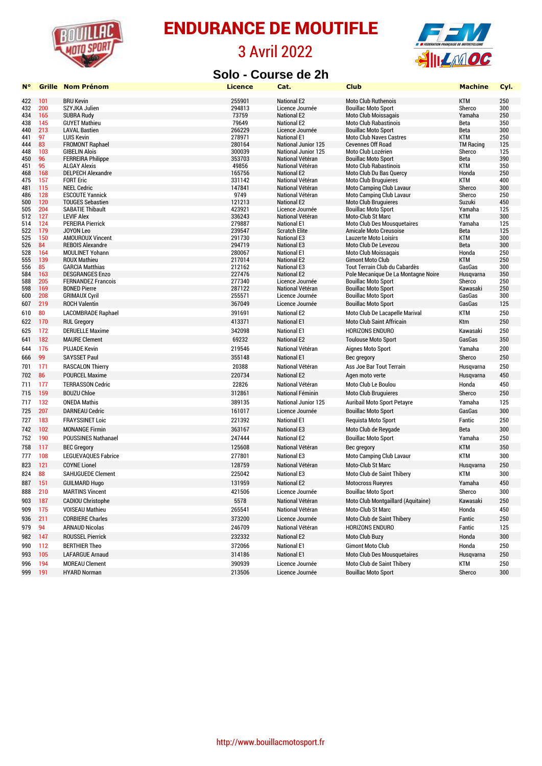# ENDURANCE DE MOUTIFLE

## 3 Avril 2022

### Solo - Course de 2h

| N° | Grille | Nom Prénom | Licence | Cat. | Club | Machine | Cyl. |
|---|---|---|---|---|---|---|---|
| 422 | 101 | BRU Kevin | 255901 | National E2 | Moto Club Ruthenois | KTM | 250 |
| 432 | 200 | SZYJKA Julien | 294813 | Licence Journée | Bouillac Moto Sport | Sherco | 300 |
| 434 | 165 | SUBRA Rudy | 73759 | National E2 | Moto Club Moissagais | Yamaha | 250 |
| 438 | 145 | GUYET Mathieu | 79649 | National E2 | Moto Club Rabastinois | Beta | 350 |
| 440 | 213 | LAVAL Bastien | 266229 | Licence Journée | Bouillac Moto Sport | Beta | 300 |
| 441 | 97 | LUIS Kevin | 278971 | National E1 | Moto Club Naves Castres | KTM | 250 |
| 444 | 83 | FROMONT Raphael | 280164 | National Junior 125 | Cevennes Off Road | TM Racing | 125 |
| 448 | 103 | GIBELIN Alois | 300039 | National Junior 125 | Moto Club Lozérien | Sherco | 125 |
| 450 | 96 | FERREIRA Philippe | 353703 | National Vétéran | Bouillac Moto Sport | Beta | 390 |
| 451 | 95 | ALGAY Alexis | 49856 | National Vétéran | Moto Club Rabastinois | KTM | 350 |
| 468 | 168 | DELPECH Alexandre | 165756 | National E2 | Moto Club Du Bas Quercy | Honda | 250 |
| 475 | 157 | FORT Eric | 331142 | National Vétéran | Moto Club Bruguieres | KTM | 400 |
| 481 | 115 | NEEL Cedric | 147841 | National Vétéran | Moto Camping Club Lavaur | Sherco | 300 |
| 486 | 128 | ESCOUTE Yannick | 9749 | National Vétéran | Moto Camping Club Lavaur | Sherco | 250 |
| 500 | 120 | TOUGES Sebastien | 121213 | National E2 | Moto Club Bruguieres | Suzuki | 450 |
| 505 | 204 | SABATIE Thibault | 423921 | Licence Journée | Bouillac Moto Sport | Yamaha | 125 |
| 512 | 127 | LEVIF Alex | 336243 | National Vétéran | Moto-Club St Marc | KTM | 300 |
| 514 | 124 | PEREIRA Pierrick | 279887 | National E1 | Moto Club Des Mousquetaires | Yamaha | 125 |
| 522 | 179 | JOYON Leo | 239547 | Scratch Elite | Amicale Moto Creusoise | Beta | 125 |
| 525 | 150 | AMOUROUX Vincent | 291730 | National E3 | Lauzerte Moto Loisirs | KTM | 300 |
| 526 | 84 | REBOIS Alexandre | 294719 | National E3 | Moto Club De Levezou | Beta | 300 |
| 528 | 164 | MOULINET Yohann | 280067 | National E1 | Moto Club Moissagais | Honda | 250 |
| 555 | 139 | ROUX Mathieu | 217014 | National E2 | Gimont Moto Club | KTM | 250 |
| 556 | 85 | GARCIA Matthias | 212162 | National E3 | Tout Terrain Club du Cabardès | GasGas | 300 |
| 584 | 163 | DESGRANGES Enzo | 227476 | National E2 | Pole Mecanique De La Montagne Noire | Husqvarna | 350 |
| 588 | 205 | FERNANDEZ Francois | 277340 | Licence Journée | Bouillac Moto Sport | Sherco | 250 |
| 598 | 169 | BONED Pierre | 287122 | National Vétéran | Bouillac Moto Sport | Kawasaki | 250 |
| 600 | 208 | GRIMAUX Cyril | 255571 | Licence Journée | Bouillac Moto Sport | GasGas | 300 |
| 607 | 219 | ROCH Valentin | 367049 | Licence Journée | Bouillac Moto Sport | GasGas | 125 |
| 610 | 80 | LACOMBRADE Raphael | 391691 | National E2 | Moto Club De Lacapelle Marival | KTM | 250 |
| 622 | 170 | RUL Gregory | 413371 | National E1 | Moto Club Saint Affricain | Ktm | 250 |
| 625 | 172 | DERUELLE Maxime | 342098 | National E1 | HORIZONS ENDURO | Kawasaki | 250 |
| 641 | 182 | MAURE Clement | 69232 | National E2 | Toulouse Moto Sport | GasGas | 350 |
| 644 | 176 | PUJADE Kevin | 219546 | National Vétéran | Aignes Moto Sport | Yamaha | 200 |
| 666 | 99 | SAYSSET Paul | 355148 | National E1 | Bec gregory | Sherco | 250 |
| 701 | 171 | RASCALON Thierry | 20388 | National Vétéran | Ass Joe Bar Tout Terrain | Husqvarna | 250 |
| 702 | 86 | POURCEL Maxime | 220734 | National E2 | Agen moto verte | Husqvarna | 450 |
| 711 | 177 | TERRASSON Cedric | 22826 | National Vétéran | Moto Club Le Boulou | Honda | 450 |
| 715 | 159 | BOUZU Chloe | 312861 | National Féminin | Moto Club Bruguieres | Sherco | 250 |
| 717 | 132 | ONEDA Mathis | 389135 | National Junior 125 | Auribail Moto Sport Petayre | Yamaha | 125 |
| 725 | 207 | DARNEAU Cedric | 161017 | Licence Journée | Bouillac Moto Sport | GasGas | 300 |
| 727 | 183 | FRAYSSINET Loic | 221392 | National E1 | Requista Moto Sport | Fantic | 250 |
| 742 | 102 | MONANGE Firmin | 363167 | National E3 | Moto Club de Reygade | Beta | 300 |
| 752 | 190 | POUSSINES Nathanael | 247444 | National E2 | Bouillac Moto Sport | Yamaha | 250 |
| 758 | 117 | BEC Gregory | 125608 | National Vétéran | Bec gregory | KTM | 350 |
| 777 | 108 | LEGUEVAQUES Fabrice | 277801 | National E3 | Moto Camping Club Lavaur | KTM | 300 |
| 823 | 121 | COYNE Lionel | 128759 | National Vétéran | Moto-Club St Marc | Husqvarna | 250 |
| 824 | 88 | SAHUGUEDE Clement | 225042 | National E3 | Moto Club de Saint Thibery | KTM | 300 |
| 887 | 151 | GUILMARD Hugo | 131959 | National E2 | Motocross Rueyres | Yamaha | 450 |
| 888 | 210 | MARTINS Vincent | 421506 | Licence Journée | Bouillac Moto Sport | Sherco | 300 |
| 903 | 187 | CADIOU Christophe | 5578 | National Vétéran | Moto Club Montgaillard (Aquitaine) | Kawasaki | 250 |
| 909 | 175 | VOISEAU Mathieu | 265541 | National Vétéran | Moto-Club St Marc | Honda | 450 |
| 936 | 211 | CORBIERE Charles | 373200 | Licence Journée | Moto Club de Saint Thibery | Fantic | 250 |
| 979 | 94 | ARNAUD Nicolas | 246709 | National Vétéran | HORIZONS ENDURO | Fantic | 125 |
| 982 | 147 | ROUSSEL Pierrick | 232332 | National E2 | Moto Club Buzy | Honda | 300 |
| 990 | 112 | BERTHIER Theo | 372066 | National E1 | Gimont Moto Club | Honda | 250 |
| 993 | 105 | LAFARGUE Arnaud | 314186 | National E1 | Moto Club Des Mousquetaires | Husqvarna | 250 |
| 996 | 194 | MOREAU Clement | 390939 | Licence Journée | Moto Club de Saint Thibery | KTM | 250 |
| 999 | 191 | HYARD Norman | 213506 | Licence Journée | Bouillac Moto Sport | Sherco | 300 |

http://www.bouillacmotosport.fr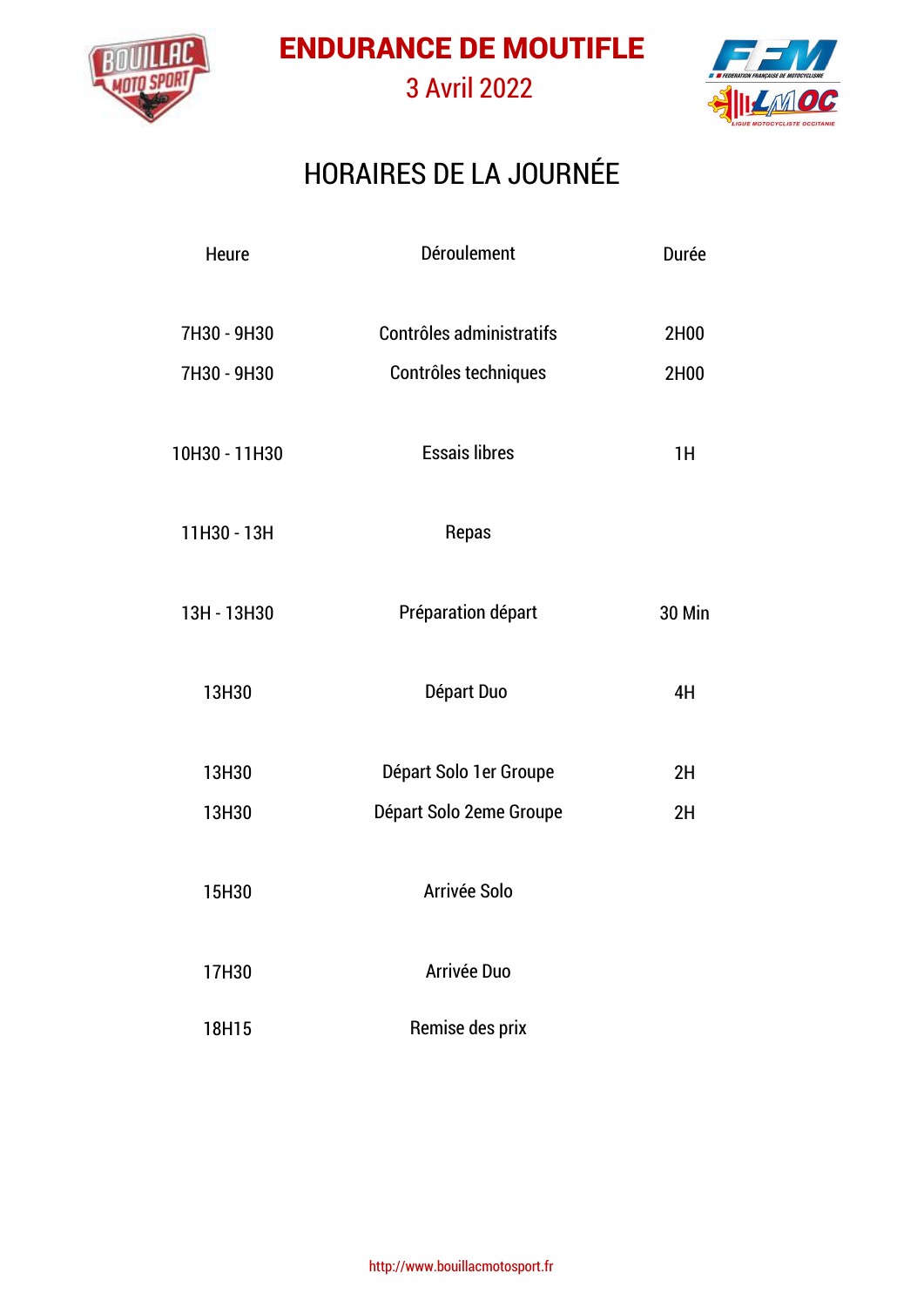# ENDURANCE DE MOUTIFLE

3 Avril 2022

## HORAIRES DE LA JOURNÉE

| Heure | Déroulement | Durée |
| --- | --- | --- |
| 7H30 - 9H30 | Contrôles administratifs | 2H00 |
| 7H30 - 9H30 | Contrôles techniques | 2H00 |
| 10H30 - 11H30 | Essais libres | 1H |
| 11H30 - 13H | Repas | |
| 13H - 13H30 | Préparation départ | 30 Min |
| 13H30 | Départ Duo | 4H |
| 13H30 | Départ Solo 1er Groupe | 2H |
| 13H30 | Départ Solo 2eme Groupe | 2H |
| 15H30 | Arrivée Solo | |
| 17H30 | Arrivée Duo | |
| 18H15 | Remise des prix | |

http://www.bouillacmotosport.fr